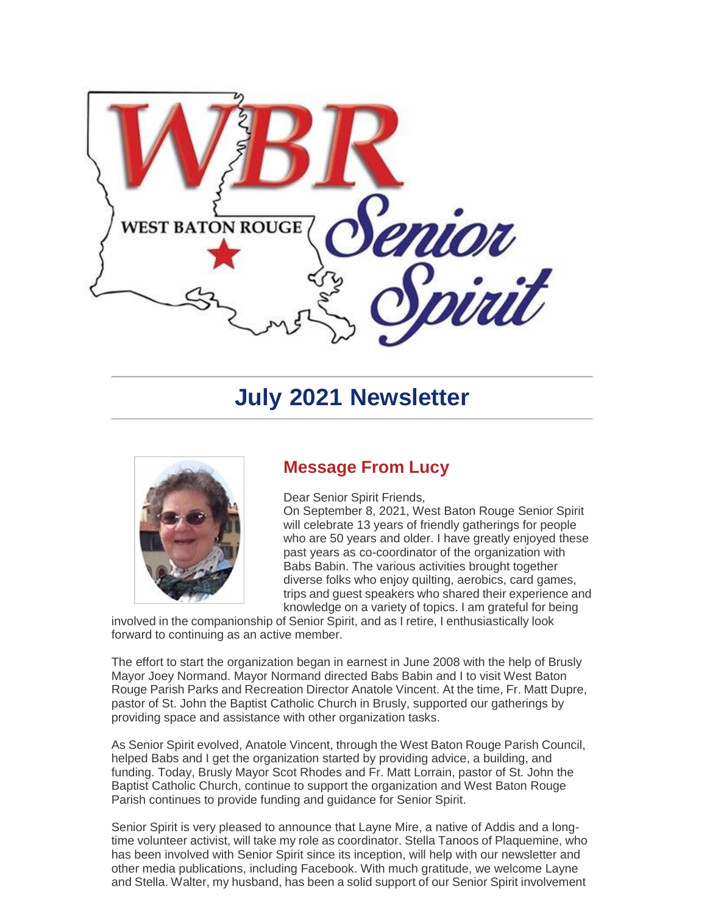# July 2021 Newsletter

## Message From Lucy

Dear Senior Spirit Friends,

On September 8, 2021, West Baton Rouge Senior Spirit will celebrate 13 years of friendly gatherings for people who are 50 years and older. I have greatly enjoyed these past years as co-coordinator of the organization with Babs Babin. The various activities brought together diverse folks who enjoy quilting, aerobics, card games, trips and guest speakers who shared their experience and knowledge on a variety of topics. I am grateful for being involved in the companionship of Senior Spirit, and as I retire, I enthusiastically look forward to continuing as an active member.

The effort to start the organization began in earnest in June 2008 with the help of Brusly Mayor Joey Normand. Mayor Normand directed Babs Babin and I to visit West Baton Rouge Parish Parks and Recreation Director Anatole Vincent. At the time, Fr. Matt Dupre, pastor of St. John the Baptist Catholic Church in Brusly, supported our gatherings by providing space and assistance with other organization tasks.

As Senior Spirit evolved, Anatole Vincent, through the West Baton Rouge Parish Council, helped Babs and I get the organization started by providing advice, a building, and funding. Today, Brusly Mayor Scot Rhodes and Fr. Matt Lorrain, pastor of St. John the Baptist Catholic Church, continue to support the organization and West Baton Rouge Parish continues to provide funding and guidance for Senior Spirit.

Senior Spirit is very pleased to announce that Layne Mire, a native of Addis and a long-time volunteer activist, will take my role as coordinator. Stella Tanoos of Plaquemine, who has been involved with Senior Spirit since its inception, will help with our newsletter and other media publications, including Facebook. With much gratitude, we welcome Layne and Stella. Walter, my husband, has been a solid support of our Senior Spirit involvement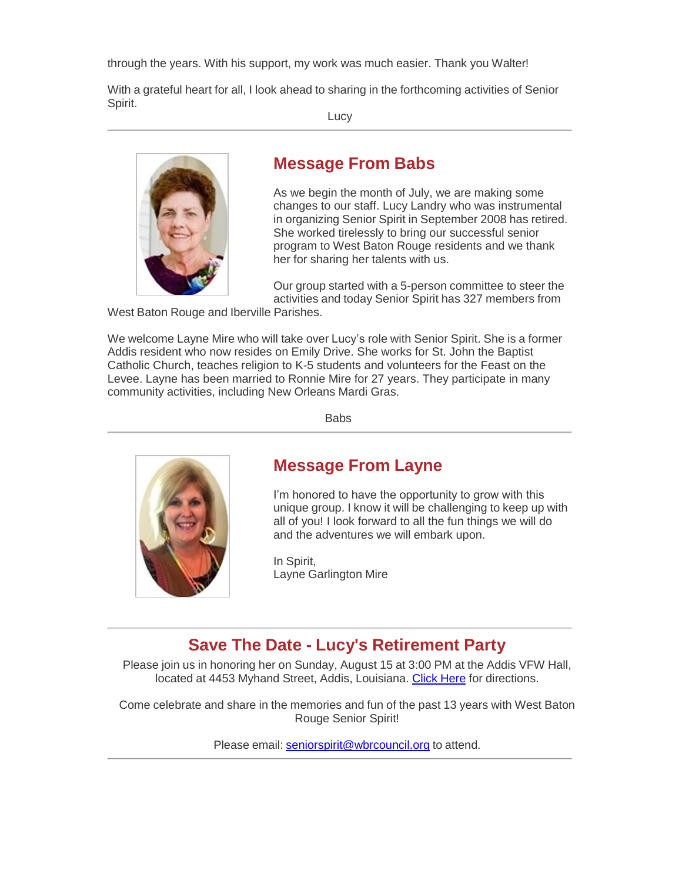through the years. With his support, my work was much easier. Thank you Walter!

With a grateful heart for all, I look ahead to sharing in the forthcoming activities of Senior Spirit.

Lucy

---

## Message From Babs

As we begin the month of July, we are making some changes to our staff. Lucy Landry who was instrumental in organizing Senior Spirit in September 2008 has retired. She worked tirelessly to bring our successful senior program to West Baton Rouge residents and we thank her for sharing her talents with us.

Our group started with a 5-person committee to steer the activities and today Senior Spirit has 327 members from West Baton Rouge and Iberville Parishes.

We welcome Layne Mire who will take over Lucy's role with Senior Spirit. She is a former Addis resident who now resides on Emily Drive. She works for St. John the Baptist Catholic Church, teaches religion to K-5 students and volunteers for the Feast on the Levee. Layne has been married to Ronnie Mire for 27 years. They participate in many community activities, including New Orleans Mardi Gras.

Babs

---

## Message From Layne

I'm honored to have the opportunity to grow with this unique group. I know it will be challenging to keep up with all of you! I look forward to all the fun things we will do and the adventures we will embark upon.

In Spirit,
Layne Garlington Mire

---

## Save The Date - Lucy's Retirement Party

Please join us in honoring her on Sunday, August 15 at 3:00 PM at the Addis VFW Hall, located at 4453 Myhand Street, Addis, Louisiana. Click Here for directions.

Come celebrate and share in the memories and fun of the past 13 years with West Baton Rouge Senior Spirit!

Please email: seniorspirit@wbrcouncil.org to attend.

---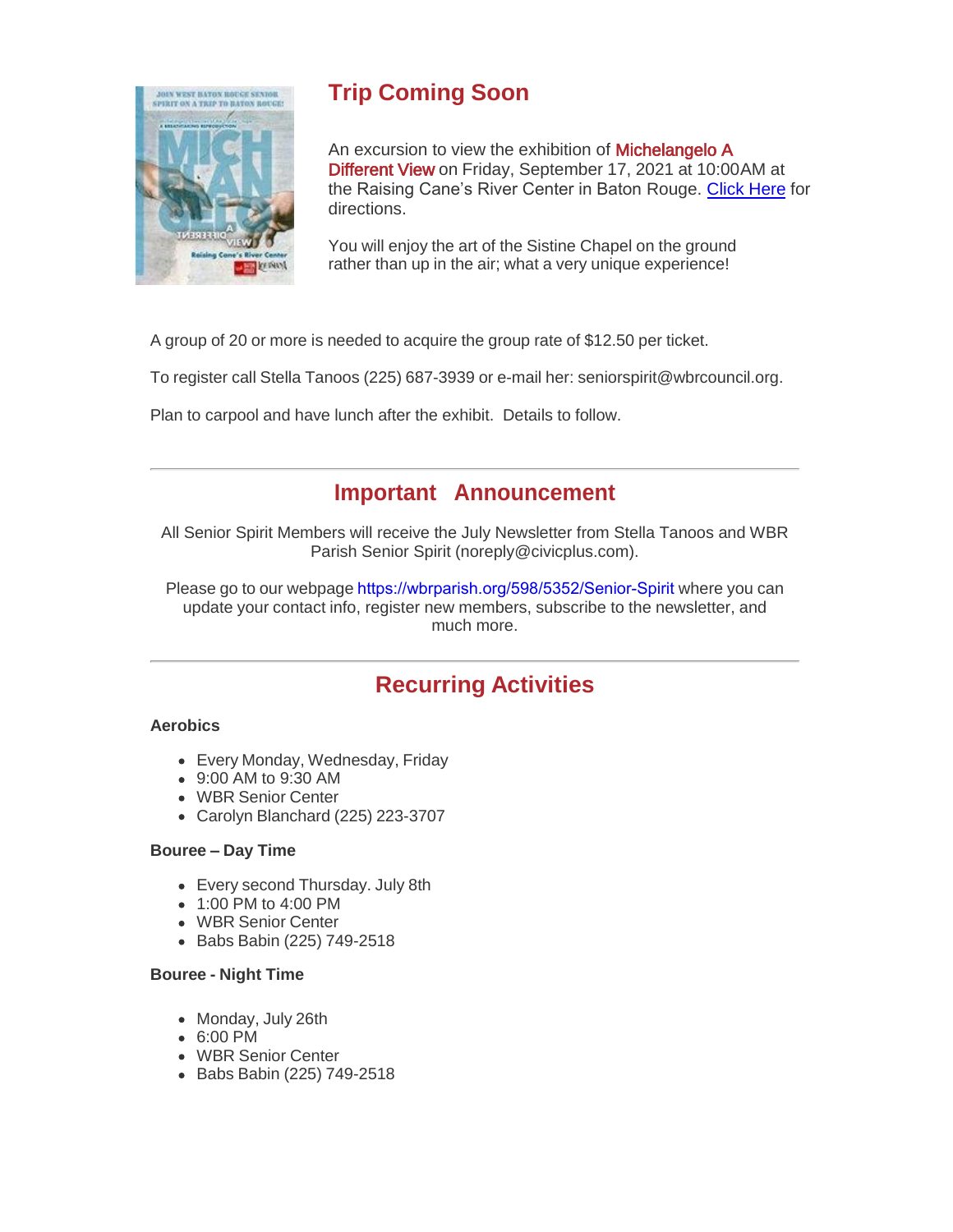## Trip Coming Soon

An excursion to view the exhibition of Michelangelo A Different View on Friday, September 17, 2021 at 10:00AM at the Raising Cane's River Center in Baton Rouge. [Click Here] for directions.

You will enjoy the art of the Sistine Chapel on the ground rather than up in the air; what a very unique experience!

A group of 20 or more is needed to acquire the group rate of $12.50 per ticket.

To register call Stella Tanoos (225) 687-3939 or e-mail her: seniorspirit@wbrcouncil.org.

Plan to carpool and have lunch after the exhibit. Details to follow.

---

## Important Announcement

All Senior Spirit Members will receive the July Newsletter from Stella Tanoos and WBR Parish Senior Spirit (noreply@civicplus.com).

Please go to our webpage https://wbrparish.org/598/5352/Senior-Spirit where you can update your contact info, register new members, subscribe to the newsletter, and much more.

---

## Recurring Activities

**Aerobics**

- Every Monday, Wednesday, Friday
- 9:00 AM to 9:30 AM
- WBR Senior Center
- Carolyn Blanchard (225) 223-3707

**Bouree – Day Time**

- Every second Thursday. July 8th
- 1:00 PM to 4:00 PM
- WBR Senior Center
- Babs Babin (225) 749-2518

**Bouree - Night Time**

- Monday, July 26th
- 6:00 PM
- WBR Senior Center
- Babs Babin (225) 749-2518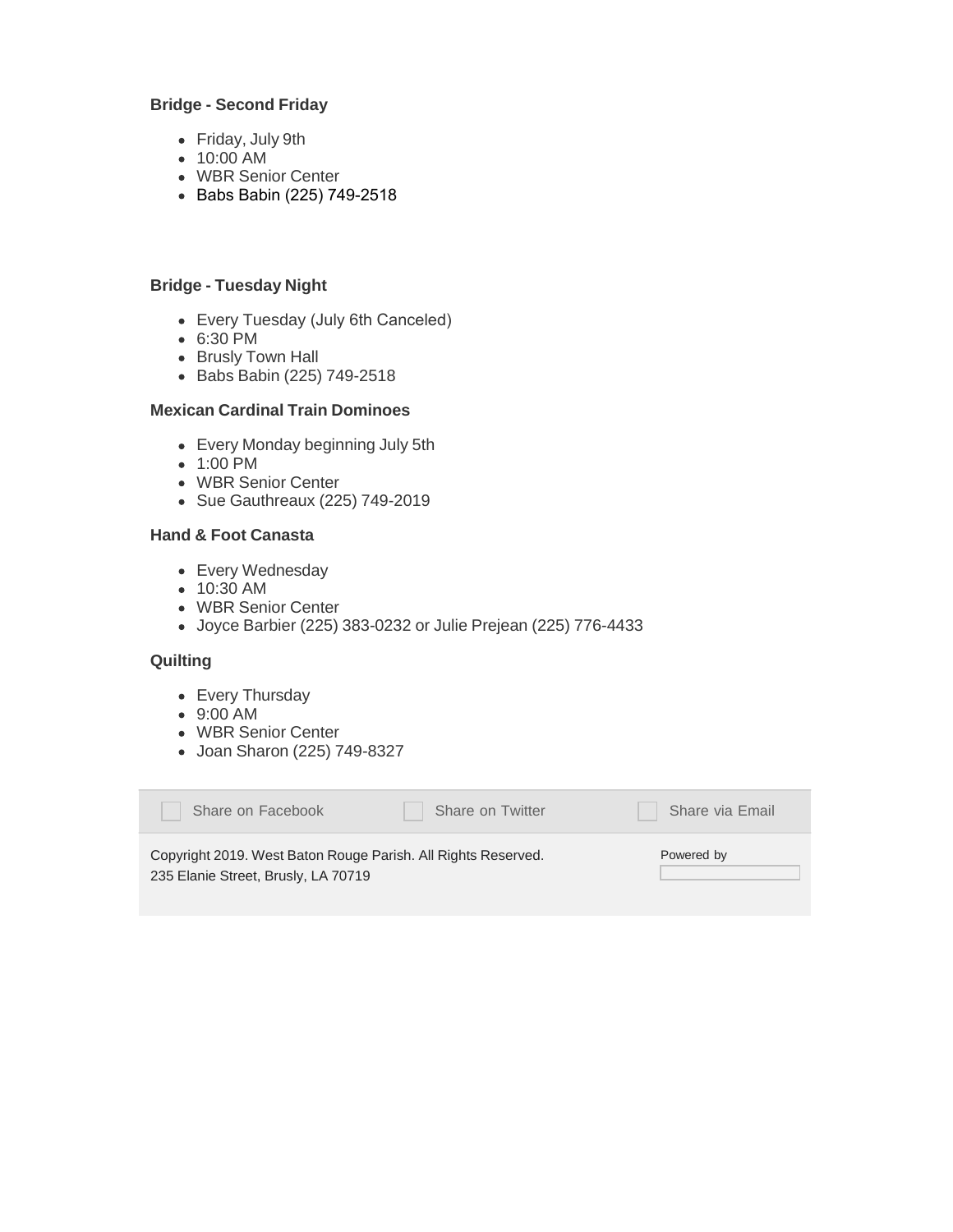### Bridge - Second Friday

- Friday, July 9th
- 10:00 AM
- WBR Senior Center
- Babs Babin (225) 749-2518

### Bridge - Tuesday Night

- Every Tuesday (July 6th Canceled)
- 6:30 PM
- Brusly Town Hall
- Babs Babin (225) 749-2518

### Mexican Cardinal Train Dominoes

- Every Monday beginning July 5th
- 1:00 PM
- WBR Senior Center
- Sue Gauthreaux (225) 749-2019

### Hand & Foot Canasta

- Every Wednesday
- 10:30 AM
- WBR Senior Center
- Joyce Barbier (225) 383-0232 or Julie Prejean (225) 776-4433

### Quilting

- Every Thursday
- 9:00 AM
- WBR Senior Center
- Joan Sharon (225) 749-8327

Share on Facebook | Share on Twitter | Share via Email

Copyright 2019. West Baton Rouge Parish. All Rights Reserved.
235 Elanie Street, Brusly, LA 70719

Powered by